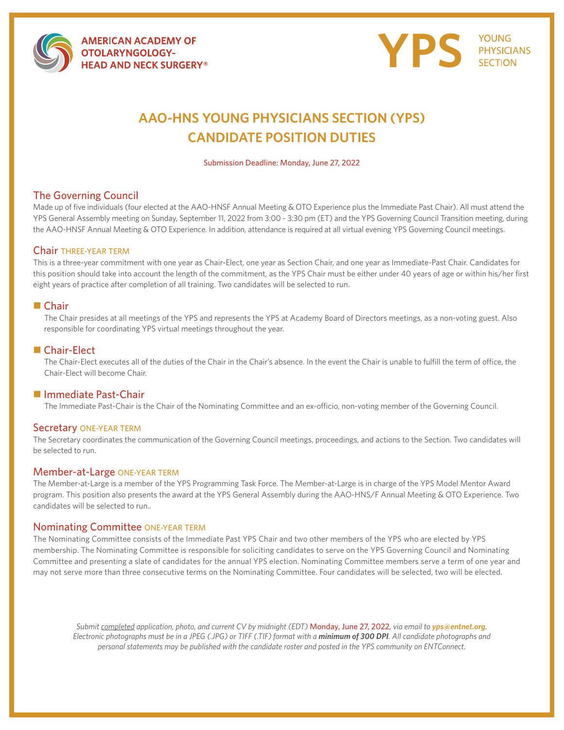AMERICAN ACADEMY OF OTOLARYNGOLOGY–HEAD AND NECK SURGERY®

YPS YOUNG PHYSICIANS SECTION

# AAO-HNS YOUNG PHYSICIANS SECTION (YPS) CANDIDATE POSITION DUTIES

Submission Deadline: Monday, June 27, 2022

## The Governing Council

Made up of five individuals (four elected at the AAO-HNSF Annual Meeting & OTO Experience plus the Immediate Past Chair). All must attend the YPS General Assembly meeting on Sunday, September 11, 2022 from 3:00 - 3:30 pm (ET) and the YPS Governing Council Transition meeting, during the AAO-HNSF Annual Meeting & OTO Experience. In addition, attendance is required at all virtual evening YPS Governing Council meetings.

### Chair THREE-YEAR TERM

This is a three-year commitment with one year as Chair-Elect, one year as Section Chair, and one year as Immediate-Past Chair. Candidates for this position should take into account the length of the commitment, as the YPS Chair must be either under 40 years of age or within his/her first eight years of practice after completion of all training. Two candidates will be selected to run.

#### Chair

The Chair presides at all meetings of the YPS and represents the YPS at Academy Board of Directors meetings, as a non-voting guest. Also responsible for coordinating YPS virtual meetings throughout the year.

#### Chair-Elect

The Chair-Elect executes all of the duties of the Chair in the Chair's absence. In the event the Chair is unable to fulfill the term of office, the Chair-Elect will become Chair.

#### Immediate Past-Chair

The Immediate Past-Chair is the Chair of the Nominating Committee and an ex-officio, non-voting member of the Governing Council.

### Secretary ONE-YEAR TERM

The Secretary coordinates the communication of the Governing Council meetings, proceedings, and actions to the Section. Two candidates will be selected to run.

### Member-at-Large ONE-YEAR TERM

The Member-at-Large is a member of the YPS Programming Task Force. The Member-at-Large is in charge of the YPS Model Mentor Award program. This position also presents the award at the YPS General Assembly during the AAO-HNS/F Annual Meeting & OTO Experience. Two candidates will be selected to run..

### Nominating Committee ONE-YEAR TERM

The Nominating Committee consists of the Immediate Past YPS Chair and two other members of the YPS who are elected by YPS membership. The Nominating Committee is responsible for soliciting candidates to serve on the YPS Governing Council and Nominating Committee and presenting a slate of candidates for the annual YPS election. Nominating Committee members serve a term of one year and may not serve more than three consecutive terms on the Nominating Committee. Four candidates will be selected, two will be elected.

*Submit completed application, photo, and current CV by midnight (EDT) Monday, June 27, 2022, via email to **yps@entnet.org**. Electronic photographs must be in a JPEG (.JPG) or TIFF (.TIF) format with a **minimum of 300 DPI**. All candidate photographs and personal statements may be published with the candidate roster and posted in the YPS community on ENTConnect.*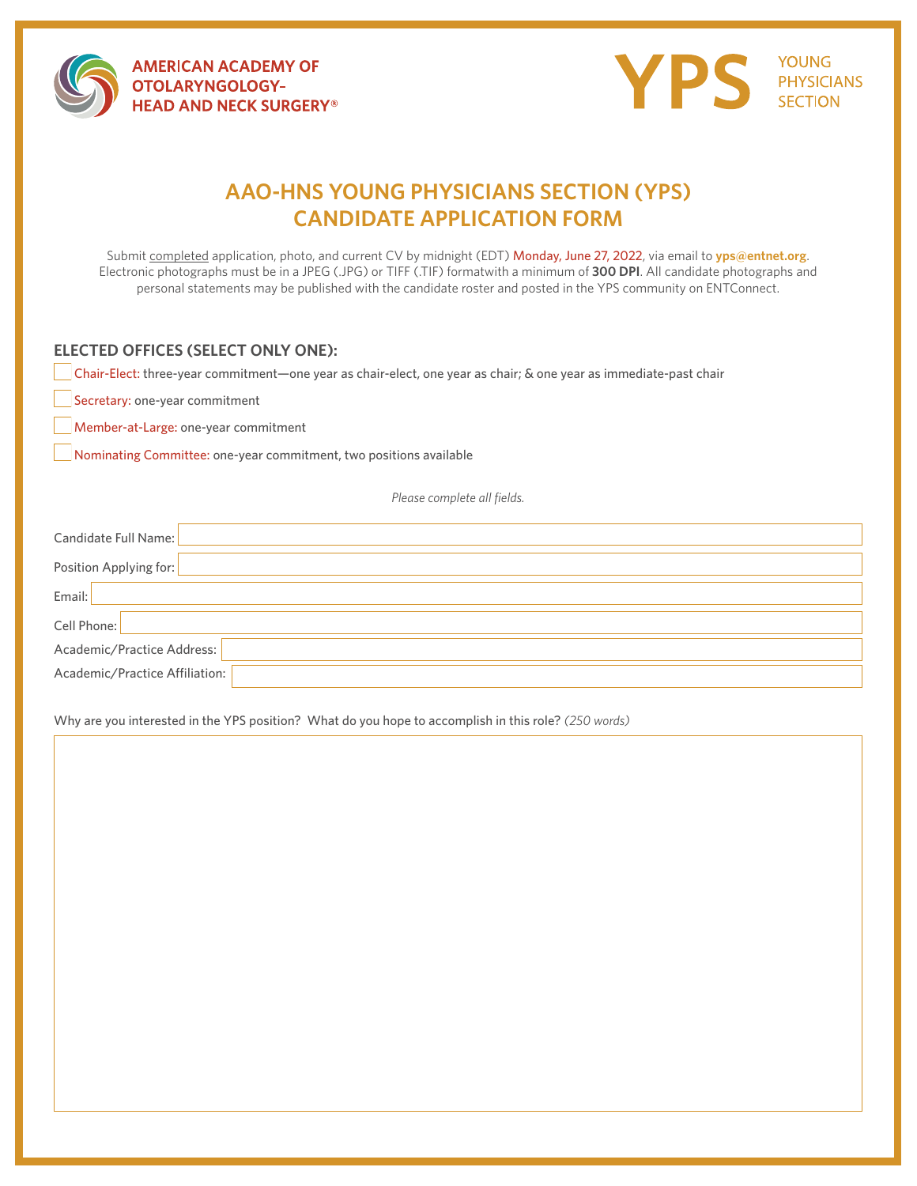AMERICAN ACADEMY OF OTOLARYNGOLOGY–HEAD AND NECK SURGERY®

YPS YOUNG PHYSICIANS SECTION

# AAO-HNS YOUNG PHYSICIANS SECTION (YPS) CANDIDATE APPLICATION FORM

Submit completed application, photo, and current CV by midnight (EDT) Monday, June 27, 2022, via email to **yps@entnet.org**. Electronic photographs must be in a JPEG (.JPG) or TIFF (.TIF) formatwith a minimum of **300 DPI**. All candidate photographs and personal statements may be published with the candidate roster and posted in the YPS community on ENTConnect.

## ELECTED OFFICES (SELECT ONLY ONE):

- ☐ Chair-Elect: three-year commitment—one year as chair-elect, one year as chair; & one year as immediate-past chair
- ☐ Secretary: one-year commitment
- ☐ Member-at-Large: one-year commitment
- ☐ Nominating Committee: one-year commitment, two positions available

*Please complete all fields.*

Candidate Full Name: 

Position Applying for: 

Email: 

Cell Phone: 

Academic/Practice Address: 

Academic/Practice Affiliation: 

Why are you interested in the YPS position? What do you hope to accomplish in this role? *(250 words)*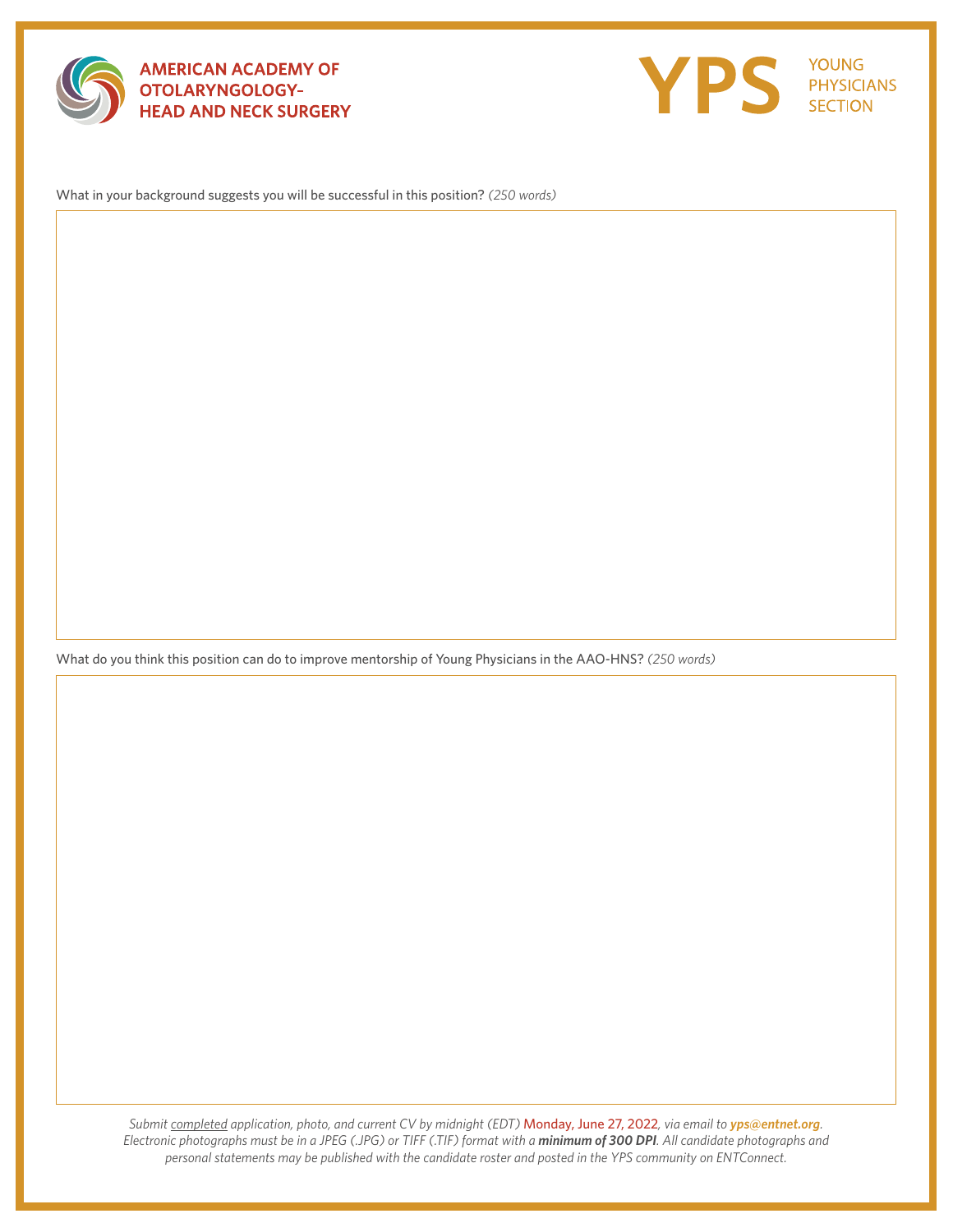AMERICAN ACADEMY OF OTOLARYNGOLOGY–HEAD AND NECK SURGERY

YPS YOUNG PHYSICIANS SECTION

What in your background suggests you will be successful in this position? *(250 words)*

What do you think this position can do to improve mentorship of Young Physicians in the AAO-HNS? *(250 words)*

*Submit completed application, photo, and current CV by midnight (EDT) Monday, June 27, 2022, via email to **yps@entnet.org**. Electronic photographs must be in a JPEG (.JPG) or TIFF (.TIF) format with a **minimum of 300 DPI**. All candidate photographs and personal statements may be published with the candidate roster and posted in the YPS community on ENTConnect.*